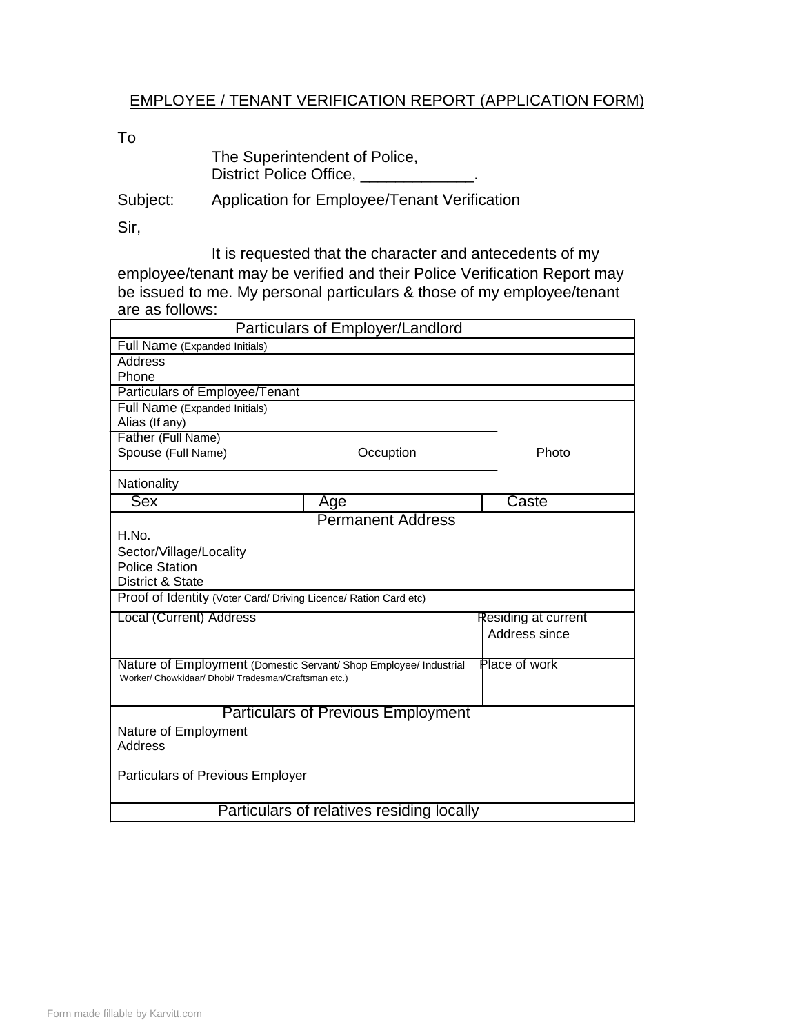# EMPLOYEE / TENANT VERIFICATION REPORT (APPLICATION FORM)

To

The Superintendent of Police,
District Police Office, _____________.

Subject: Application for Employee/Tenant Verification

Sir,

It is requested that the character and antecedents of my employee/tenant may be verified and their Police Verification Report may be issued to me. My personal particulars & those of my employee/tenant are as follows:

| Particulars of Employer/Landlord | | |
|---|---|---|
| Full Name (Expanded Initials) | | |
| Address | | |
| Phone | | |
| Particulars of Employee/Tenant | | |
| Full Name (Expanded Initials) | | Photo |
| Alias (If any) | | |
| Father (Full Name) | | |
| Spouse (Full Name) | Occuption | |
| Nationality | | |
| Sex | Age | Caste |
| Permanent Address | | |
| H.No. | | |
| Sector/Village/Locality | | |
| Police Station | | |
| District & State | | |
| Proof of Identity (Voter Card/ Driving Licence/ Ration Card etc) | | |
| Local (Current) Address | | Residing at current Address since |
| Nature of Employment (Domestic Servant/ Shop Employee/ Industrial Worker/ Chowkidaar/ Dhobi/ Tradesman/Craftsman etc.) | | Place of work |
| Particulars of Previous Employment | | |
| Nature of Employment | | |
| Address | | |
| Particulars of Previous Employer | | |
| Particulars of relatives residing locally | | |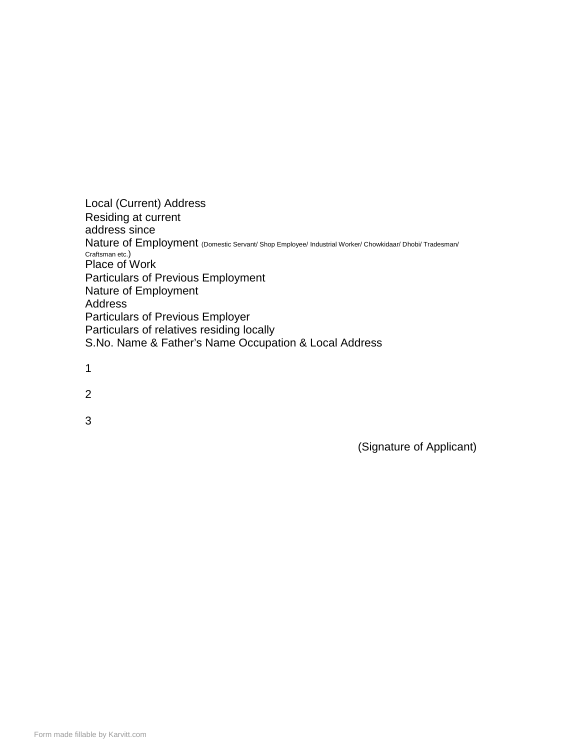Local (Current) Address

Residing at current address since

Nature of Employment (Domestic Servant/ Shop Employee/ Industrial Worker/ Chowkidaar/ Dhobi/ Tradesman/ Craftsman etc.)

Place of Work

Particulars of Previous Employment

Nature of Employment

Address

Particulars of Previous Employer

Particulars of relatives residing locally

| S.No. | Name & Father's Name | Occupation & Local Address |
|---|---|---|
| 1 | | |
| 2 | | |
| 3 | | |

(Signature of Applicant)

Form made fillable by Karvitt.com